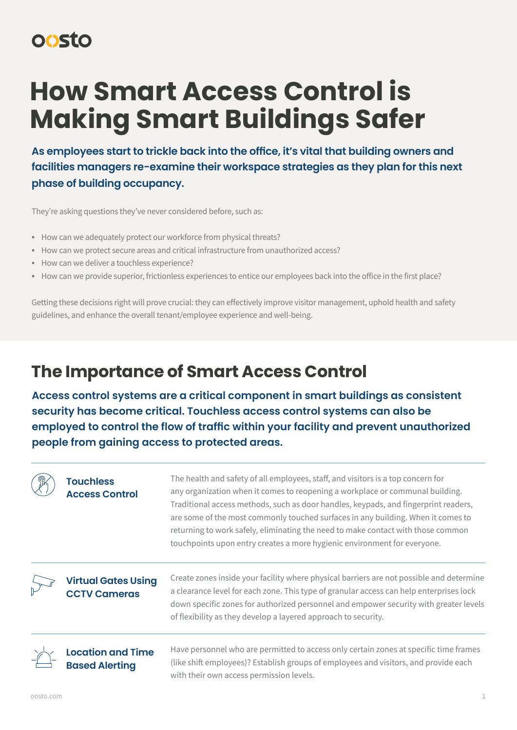oosto

# How Smart Access Control is Making Smart Buildings Safer

**As employees start to trickle back into the office, it's vital that building owners and facilities managers re-examine their workspace strategies as they plan for this next phase of building occupancy.**

They're asking questions they've never considered before, such as:

- How can we adequately protect our workforce from physical threats?
- How can we protect secure areas and critical infrastructure from unauthorized access?
- How can we deliver a touchless experience?
- How can we provide superior, frictionless experiences to entice our employees back into the office in the first place?

Getting these decisions right will prove crucial: they can effectively improve visitor management, uphold health and safety guidelines, and enhance the overall tenant/employee experience and well-being.

## The Importance of Smart Access Control

**Access control systems are a critical component in smart buildings as consistent security has become critical. Touchless access control systems can also be employed to control the flow of traffic within your facility and prevent unauthorized people from gaining access to protected areas.**

### Touchless Access Control

The health and safety of all employees, staff, and visitors is a top concern for any organization when it comes to reopening a workplace or communal building. Traditional access methods, such as door handles, keypads, and fingerprint readers, are some of the most commonly touched surfaces in any building. When it comes to returning to work safely, eliminating the need to make contact with those common touchpoints upon entry creates a more hygienic environment for everyone.

### Virtual Gates Using CCTV Cameras

Create zones inside your facility where physical barriers are not possible and determine a clearance level for each zone. This type of granular access can help enterprises lock down specific zones for authorized personnel and empower security with greater levels of flexibility as they develop a layered approach to security.

### Location and Time Based Alerting

Have personnel who are permitted to access only certain zones at specific time frames (like shift employees)? Establish groups of employees and visitors, and provide each with their own access permission levels.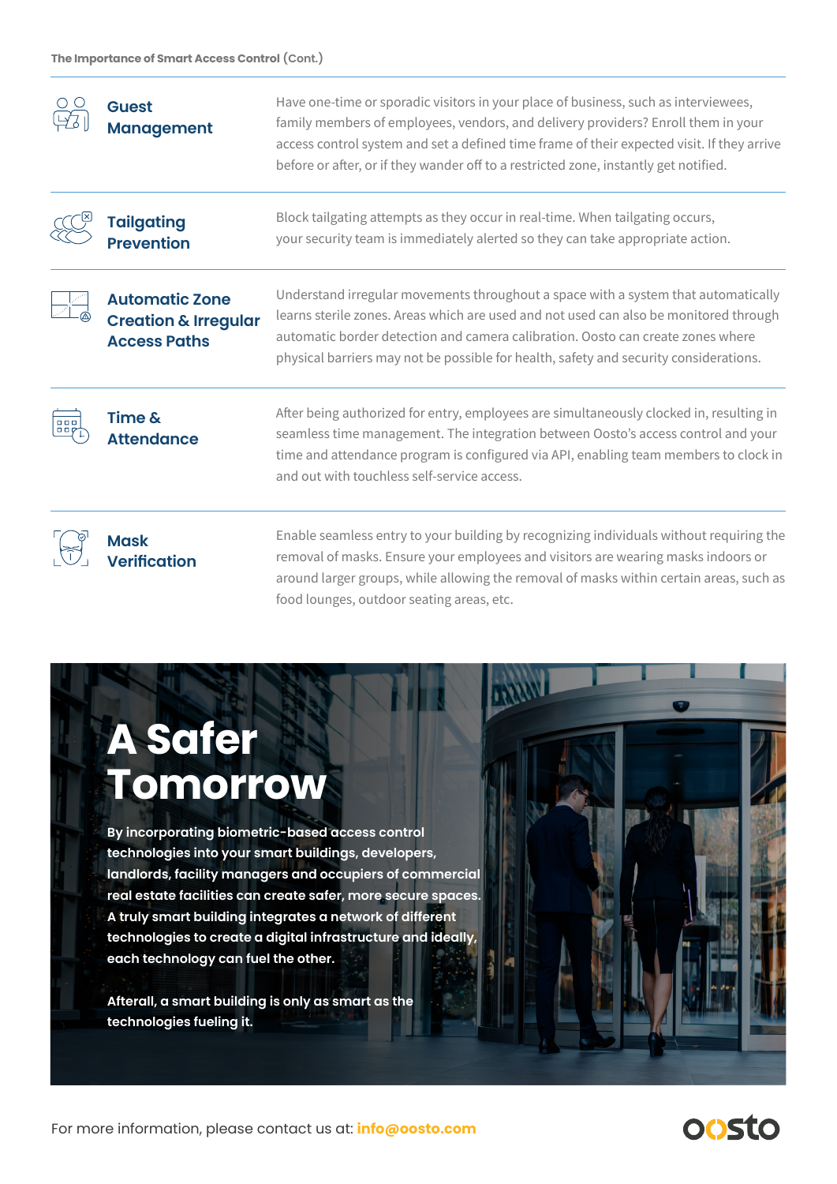The Importance of Smart Access Control (Cont.)

### Guest Management

Have one-time or sporadic visitors in your place of business, such as interviewees, family members of employees, vendors, and delivery providers? Enroll them in your access control system and set a defined time frame of their expected visit. If they arrive before or after, or if they wander off to a restricted zone, instantly get notified.

### Tailgating Prevention

Block tailgating attempts as they occur in real-time. When tailgating occurs, your security team is immediately alerted so they can take appropriate action.

### Automatic Zone Creation & Irregular Access Paths

Understand irregular movements throughout a space with a system that automatically learns sterile zones. Areas which are used and not used can also be monitored through automatic border detection and camera calibration. Oosto can create zones where physical barriers may not be possible for health, safety and security considerations.

### Time & Attendance

After being authorized for entry, employees are simultaneously clocked in, resulting in seamless time management. The integration between Oosto's access control and your time and attendance program is configured via API, enabling team members to clock in and out with touchless self-service access.

### Mask Verification

Enable seamless entry to your building by recognizing individuals without requiring the removal of masks. Ensure your employees and visitors are wearing masks indoors or around larger groups, while allowing the removal of masks within certain areas, such as food lounges, outdoor seating areas, etc.

# A Safer Tomorrow

**By incorporating biometric-based access control technologies into your smart buildings, developers, landlords, facility managers and occupiers of commercial real estate facilities can create safer, more secure spaces. A truly smart building integrates a network of different technologies to create a digital infrastructure and ideally, each technology can fuel the other.**

**Afterall, a smart building is only as smart as the technologies fueling it.**

For more information, please contact us at: **info@oosto.com**

oosto